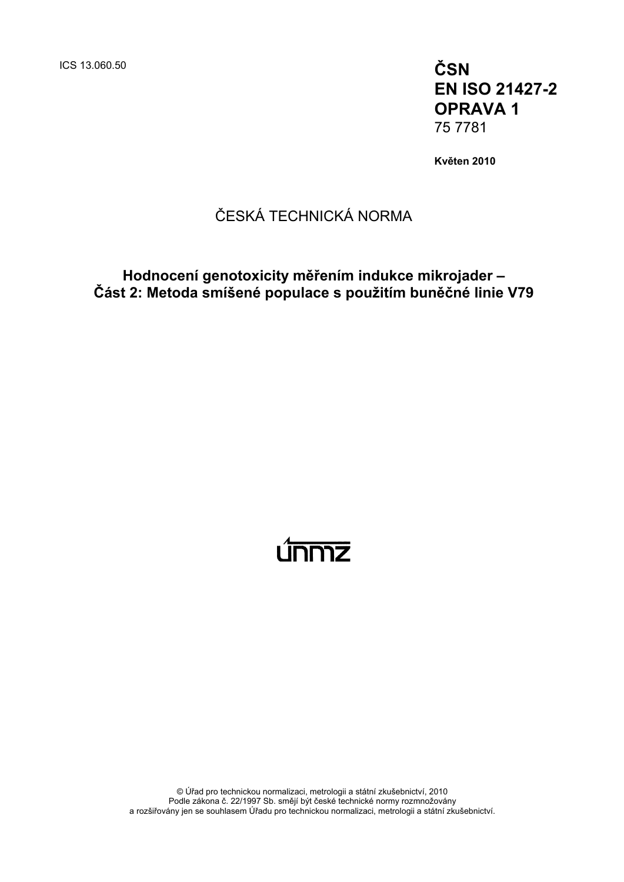ICS 13.060.50

**ČSN**
**EN ISO 21427-2**
**OPRAVA 1**
75 7781

**Květen 2010**

ČESKÁ TECHNICKÁ NORMA

**Hodnocení genotoxicity měřením indukce mikrojader –**
**Část 2: Metoda smíšené populace s použitím buněčné linie V79**

únmz

© Úřad pro technickou normalizaci, metrologii a státní zkušebnictví, 2010
Podle zákona č. 22/1997 Sb. smějí být české technické normy rozmnožovány
a rozšiřovány jen se souhlasem Úřadu pro technickou normalizaci, metrologii a státní zkušebnictví.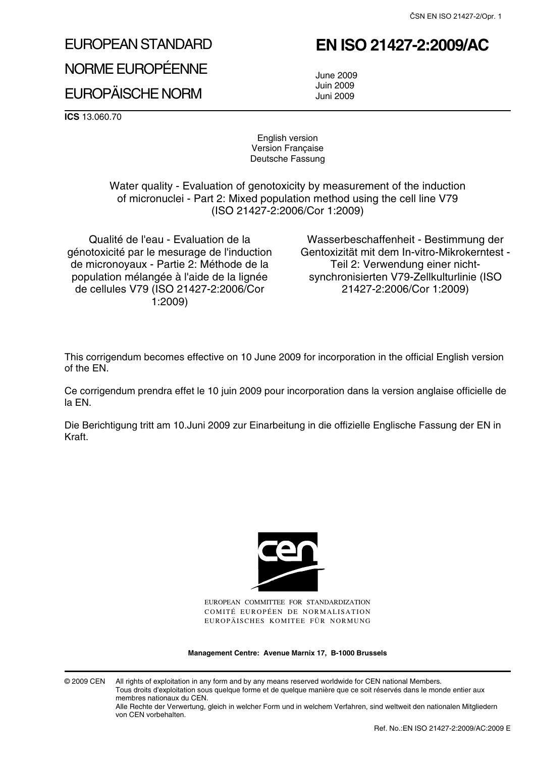# EUROPEAN STANDARD
# NORME EUROPÉENNE
# EUROPÄISCHE NORM

# EN ISO 21427-2:2009/AC

June 2009
Juin 2009
Juni 2009

**ICS** 13.060.70

English version
Version Française
Deutsche Fassung

Water quality - Evaluation of genotoxicity by measurement of the induction of micronuclei - Part 2: Mixed population method using the cell line V79 (ISO 21427-2:2006/Cor 1:2009)

Qualité de l'eau - Evaluation de la génotoxicité par le mesurage de l'induction de micronoyaux - Partie 2: Méthode de la population mélangée à l'aide de la lignée de cellules V79 (ISO 21427-2:2006/Cor 1:2009)

Wasserbeschaffenheit - Bestimmung der Gentoxizität mit dem In-vitro-Mikrokerntest - Teil 2: Verwendung einer nicht-synchronisierten V79-Zellkulturlinie (ISO 21427-2:2006/Cor 1:2009)

This corrigendum becomes effective on 10 June 2009 for incorporation in the official English version of the EN.

Ce corrigendum prendra effet le 10 juin 2009 pour incorporation dans la version anglaise officielle de la EN.

Die Berichtigung tritt am 10.Juni 2009 zur Einarbeitung in die offizielle Englische Fassung der EN in Kraft.

EUROPEAN COMMITTEE FOR STANDARDIZATION
COMITÉ EUROPÉEN DE NORMALISATION
EUROPÄISCHES KOMITEE FÜR NORMUNG

**Management Centre: Avenue Marnix 17, B-1000 Brussels**

© 2009 CEN All rights of exploitation in any form and by any means reserved worldwide for CEN national Members.
Tous droits d'exploitation sous quelque forme et de quelque manière que ce soit réservés dans le monde entier aux membres nationaux du CEN.
Alle Rechte der Verwertung, gleich in welcher Form und in welchem Verfahren, sind weltweit den nationalen Mitgliedern von CEN vorbehalten.

Ref. No.:EN ISO 21427-2:2009/AC:2009 E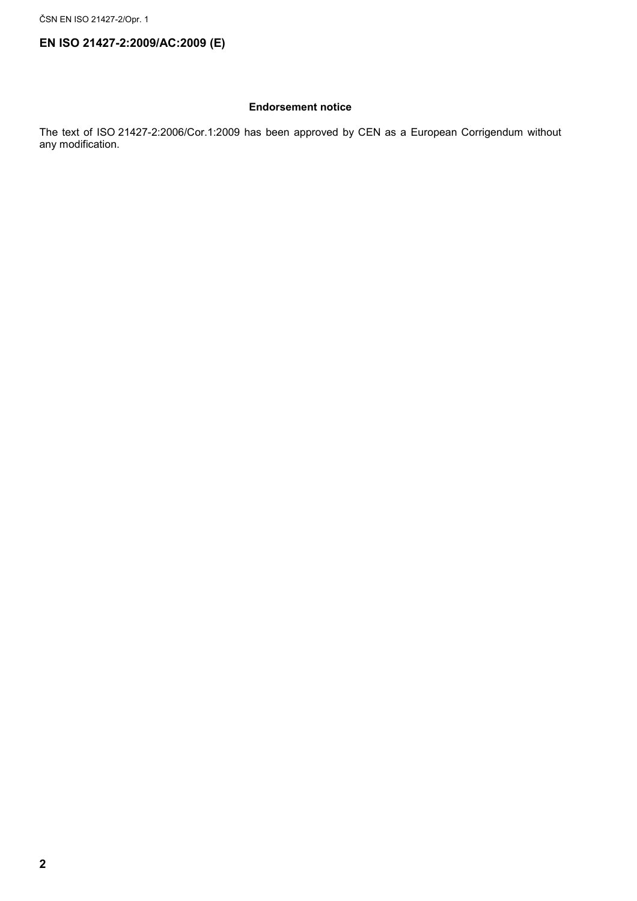## EN ISO 21427-2:2009/AC:2009 (E)

### Endorsement notice

The text of ISO 21427-2:2006/Cor.1:2009 has been approved by CEN as a European Corrigendum without any modification.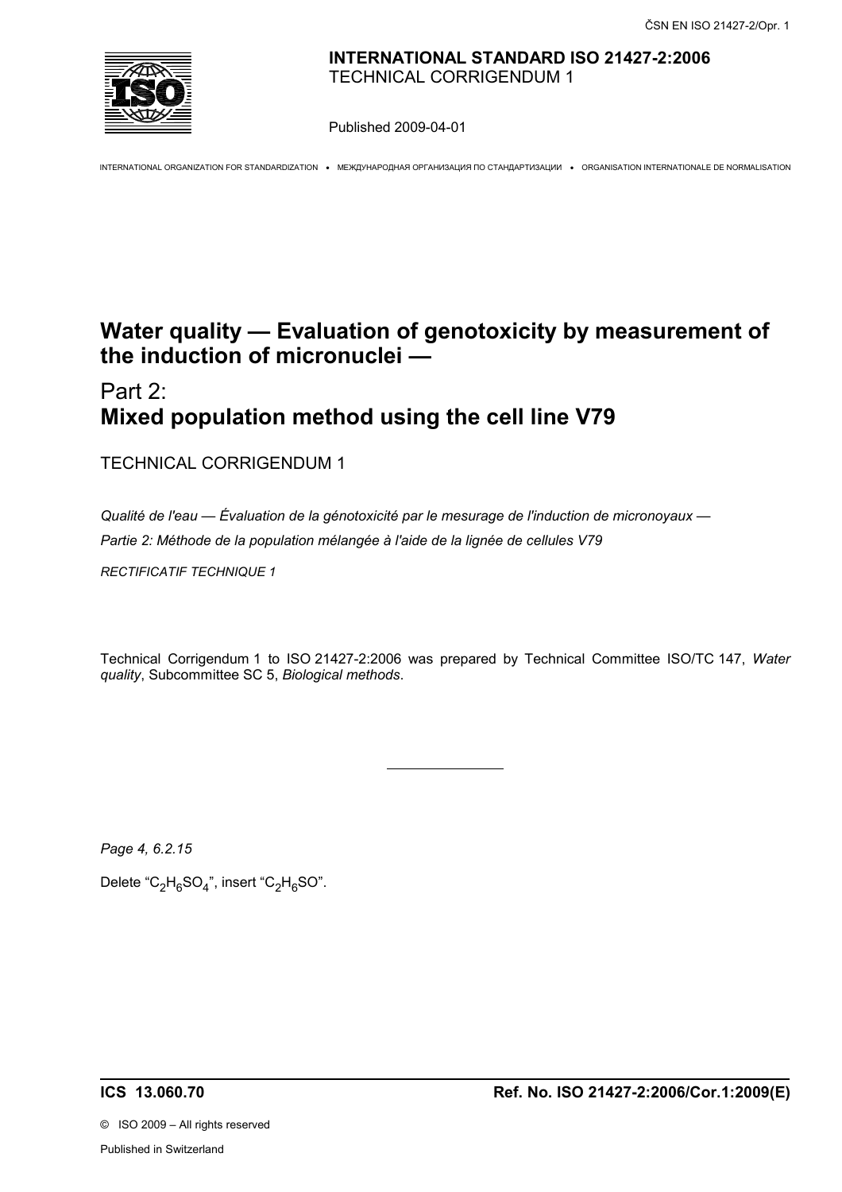**INTERNATIONAL STANDARD ISO 21427-2:2006**
TECHNICAL CORRIGENDUM 1

Published 2009-04-01

INTERNATIONAL ORGANIZATION FOR STANDARDIZATION • МЕЖДУНАРОДНАЯ ОРГАНИЗАЦИЯ ПО СТАНДАРТИЗАЦИИ • ORGANISATION INTERNATIONALE DE NORMALISATION

# Water quality — Evaluation of genotoxicity by measurement of the induction of micronuclei —

# Part 2: Mixed population method using the cell line V79

TECHNICAL CORRIGENDUM 1

*Qualité de l'eau — Évaluation de la génotoxicité par le mesurage de l'induction de micronoyaux —*

*Partie 2: Méthode de la population mélangée à l'aide de la lignée de cellules V79*

*RECTIFICATIF TECHNIQUE 1*

Technical Corrigendum 1 to ISO 21427-2:2006 was prepared by Technical Committee ISO/TC 147, *Water quality*, Subcommittee SC 5, *Biological methods*.

---

*Page 4, 6.2.15*

Delete "$C_2H_6SO_4$", insert "$C_2H_6SO$".

**ICS 13.060.70** **Ref. No. ISO 21427-2:2006/Cor.1:2009(E)**

© ISO 2009 – All rights reserved

Published in Switzerland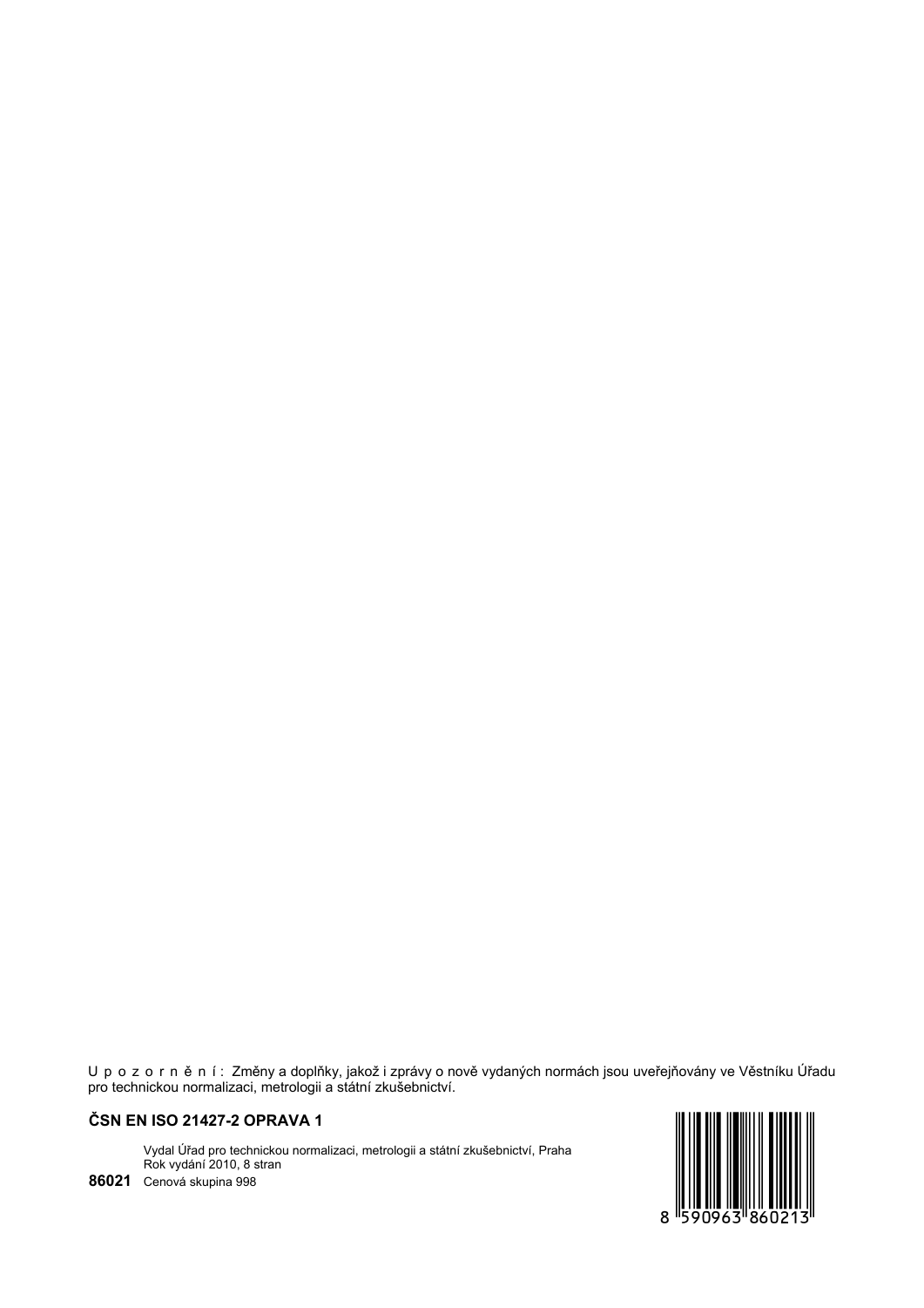U p o z o r n ě n í : Změny a doplňky, jakož i zprávy o nově vydaných normách jsou uveřejňovány ve Věstníku Úřadu pro technickou normalizaci, metrologii a státní zkušebnictví.

**ČSN EN ISO 21427-2 OPRAVA 1**

Vydal Úřad pro technickou normalizaci, metrologii a státní zkušebnictví, Praha
Rok vydání 2010, 8 stran

**86021** Cenová skupina 998

8 590963 860213